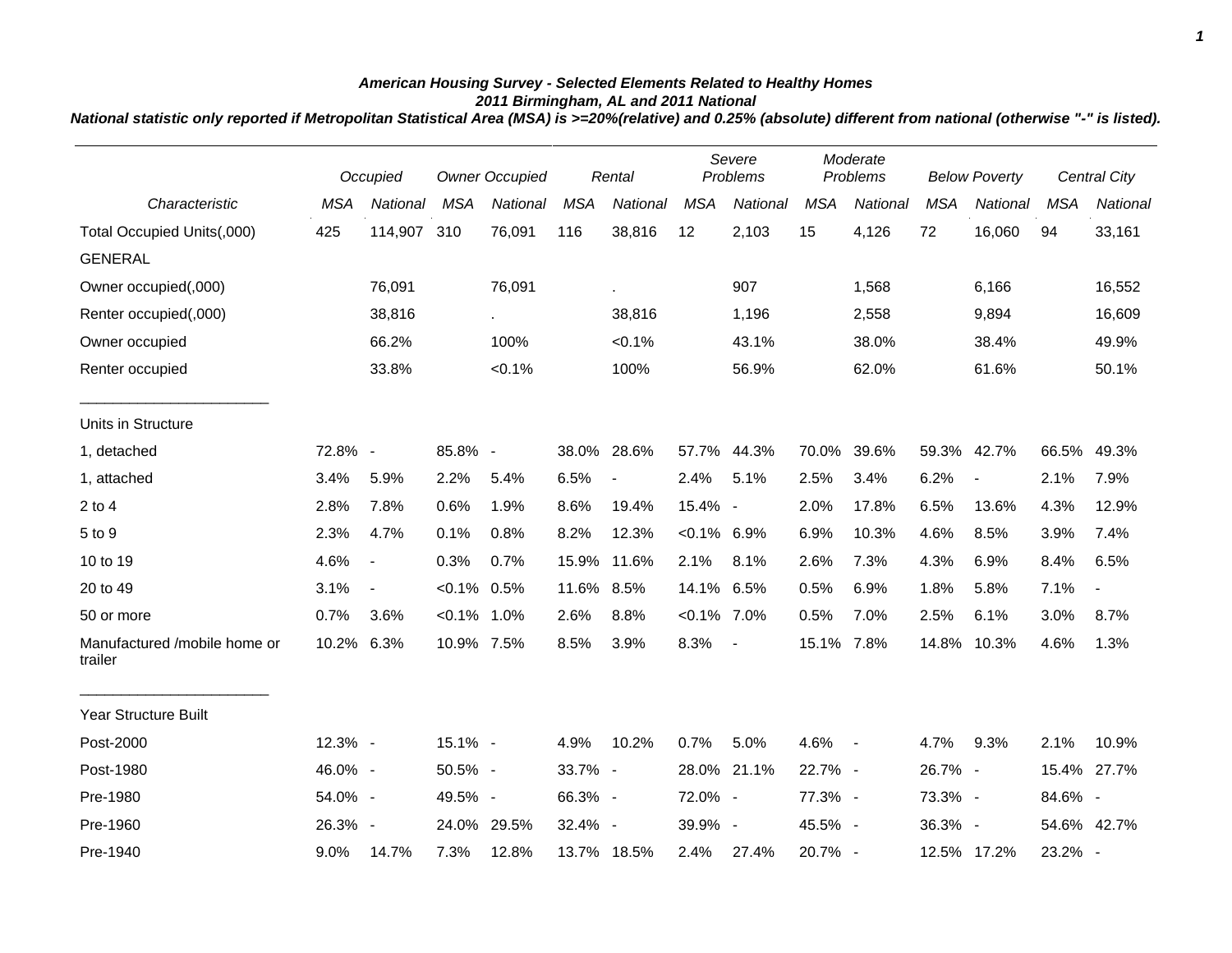***American Housing Survey - Selected Elements Related to Healthy Homes***
***2011 Birmingham, AL and 2011 National***
***National statistic only reported if Metropolitan Statistical Area (MSA) is >=20%(relative) and 0.25% (absolute) different from national (otherwise "-" is listed).***

| | *Occupied* | | *Owner Occupied* | | *Rental* | | *Severe Problems* | | *Moderate Problems* | | *Below Poverty* | | *Central City* | |
|---|---|---|---|---|---|---|---|---|---|---|---|---|---|---|
| *Characteristic* | *MSA* | *National* | *MSA* | *National* | *MSA* | *National* | *MSA* | *National* | *MSA* | *National* | *MSA* | *National* | *MSA* | *National* |
| Total Occupied Units(,000) | 425 | 114,907 | 310 | 76,091 | 116 | 38,816 | 12 | 2,103 | 15 | 4,126 | 72 | 16,060 | 94 | 33,161 |
| GENERAL | | | | | | | | | | | | | | |
| Owner occupied(,000) | | 76,091 | | 76,091 | | . | | 907 | | 1,568 | | 6,166 | | 16,552 |
| Renter occupied(,000) | | 38,816 | | . | | 38,816 | | 1,196 | | 2,558 | | 9,894 | | 16,609 |
| Owner occupied | | 66.2% | | 100% | | <0.1% | | 43.1% | | 38.0% | | 38.4% | | 49.9% |
| Renter occupied | | 33.8% | | <0.1% | | 100% | | 56.9% | | 62.0% | | 61.6% | | 50.1% |
| Units in Structure | | | | | | | | | | | | | | |
| 1, detached | 72.8% | - | 85.8% | - | 38.0% | 28.6% | 57.7% | 44.3% | 70.0% | 39.6% | 59.3% | 42.7% | 66.5% | 49.3% |
| 1, attached | 3.4% | 5.9% | 2.2% | 5.4% | 6.5% | - | 2.4% | 5.1% | 2.5% | 3.4% | 6.2% | - | 2.1% | 7.9% |
| 2 to 4 | 2.8% | 7.8% | 0.6% | 1.9% | 8.6% | 19.4% | 15.4% | - | 2.0% | 17.8% | 6.5% | 13.6% | 4.3% | 12.9% |
| 5 to 9 | 2.3% | 4.7% | 0.1% | 0.8% | 8.2% | 12.3% | <0.1% | 6.9% | 6.9% | 10.3% | 4.6% | 8.5% | 3.9% | 7.4% |
| 10 to 19 | 4.6% | - | 0.3% | 0.7% | 15.9% | 11.6% | 2.1% | 8.1% | 2.6% | 7.3% | 4.3% | 6.9% | 8.4% | 6.5% |
| 20 to 49 | 3.1% | - | <0.1% | 0.5% | 11.6% | 8.5% | 14.1% | 6.5% | 0.5% | 6.9% | 1.8% | 5.8% | 7.1% | - |
| 50 or more | 0.7% | 3.6% | <0.1% | 1.0% | 2.6% | 8.8% | <0.1% | 7.0% | 0.5% | 7.0% | 2.5% | 6.1% | 3.0% | 8.7% |
| Manufactured /mobile home or trailer | 10.2% | 6.3% | 10.9% | 7.5% | 8.5% | 3.9% | 8.3% | - | 15.1% | 7.8% | 14.8% | 10.3% | 4.6% | 1.3% |
| Year Structure Built | | | | | | | | | | | | | | |
| Post-2000 | 12.3% | - | 15.1% | - | 4.9% | 10.2% | 0.7% | 5.0% | 4.6% | - | 4.7% | 9.3% | 2.1% | 10.9% |
| Post-1980 | 46.0% | - | 50.5% | - | 33.7% | - | 28.0% | 21.1% | 22.7% | - | 26.7% | - | 15.4% | 27.7% |
| Pre-1980 | 54.0% | - | 49.5% | - | 66.3% | - | 72.0% | - | 77.3% | - | 73.3% | - | 84.6% | - |
| Pre-1960 | 26.3% | - | 24.0% | 29.5% | 32.4% | - | 39.9% | - | 45.5% | - | 36.3% | - | 54.6% | 42.7% |
| Pre-1940 | 9.0% | 14.7% | 7.3% | 12.8% | 13.7% | 18.5% | 2.4% | 27.4% | 20.7% | - | 12.5% | 17.2% | 23.2% | - |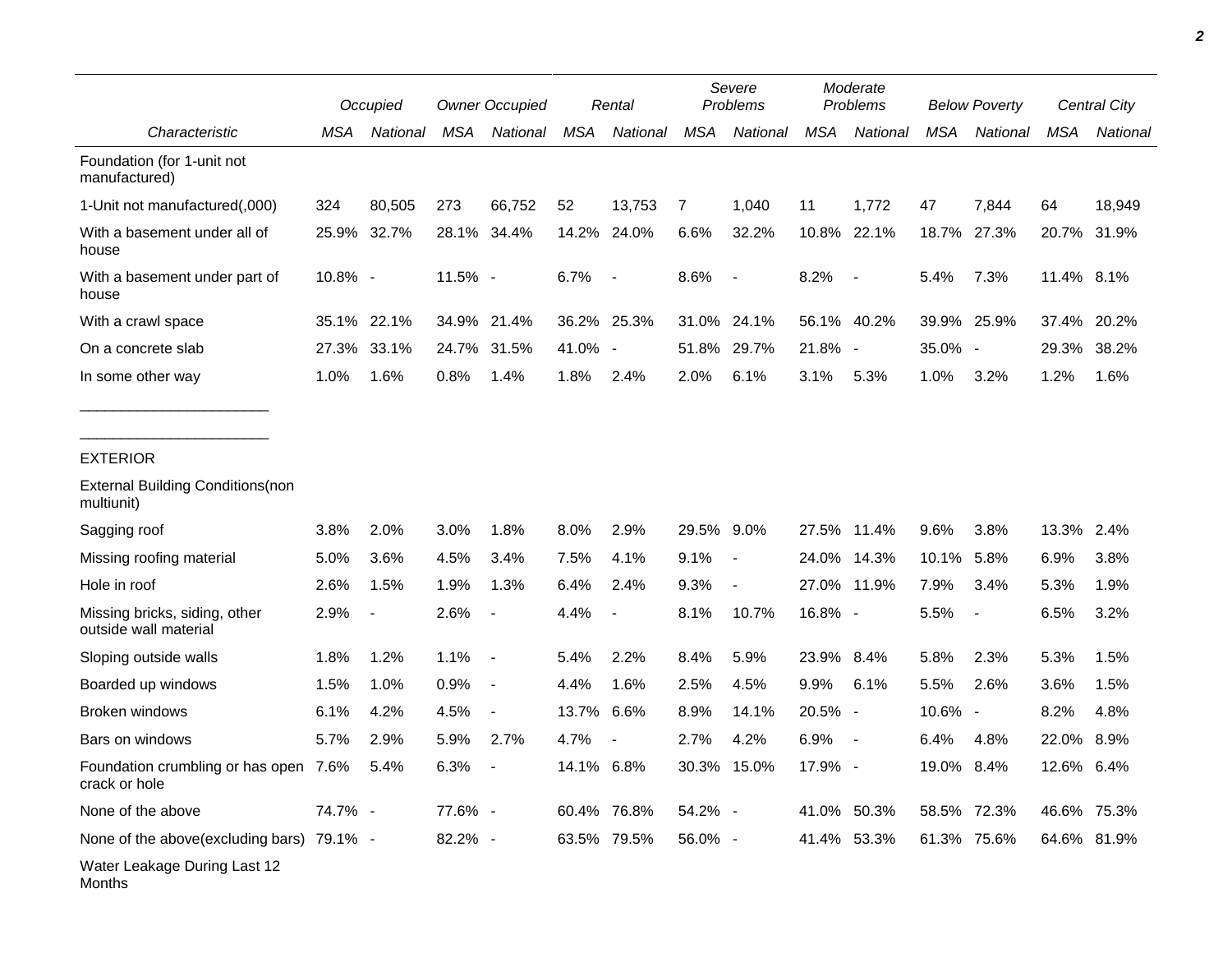| Characteristic | Occupied | | Owner Occupied | | Rental | | Severe Problems | | Moderate Problems | | Below Poverty | | Central City | |
|---|---|---|---|---|---|---|---|---|---|---|---|---|---|---|
| | MSA | National | MSA | National | MSA | National | MSA | National | MSA | National | MSA | National | MSA | National |
| Foundation (for 1-unit not manufactured) | | | | | | | | | | | | | | |
| 1-Unit not manufactured(,000) | 324 | 80,505 | 273 | 66,752 | 52 | 13,753 | 7 | 1,040 | 11 | 1,772 | 47 | 7,844 | 64 | 18,949 |
| With a basement under all of house | 25.9% | 32.7% | 28.1% | 34.4% | 14.2% | 24.0% | 6.6% | 32.2% | 10.8% | 22.1% | 18.7% | 27.3% | 20.7% | 31.9% |
| With a basement under part of house | 10.8% | - | 11.5% | - | 6.7% | - | 8.6% | - | 8.2% | - | 5.4% | 7.3% | 11.4% | 8.1% |
| With a crawl space | 35.1% | 22.1% | 34.9% | 21.4% | 36.2% | 25.3% | 31.0% | 24.1% | 56.1% | 40.2% | 39.9% | 25.9% | 37.4% | 20.2% |
| On a concrete slab | 27.3% | 33.1% | 24.7% | 31.5% | 41.0% | - | 51.8% | 29.7% | 21.8% | - | 35.0% | - | 29.3% | 38.2% |
| In some other way | 1.0% | 1.6% | 0.8% | 1.4% | 1.8% | 2.4% | 2.0% | 6.1% | 3.1% | 5.3% | 1.0% | 3.2% | 1.2% | 1.6% |
| EXTERIOR | | | | | | | | | | | | | | |
| External Building Conditions(non multiunit) | | | | | | | | | | | | | | |
| Sagging roof | 3.8% | 2.0% | 3.0% | 1.8% | 8.0% | 2.9% | 29.5% | 9.0% | 27.5% | 11.4% | 9.6% | 3.8% | 13.3% | 2.4% |
| Missing roofing material | 5.0% | 3.6% | 4.5% | 3.4% | 7.5% | 4.1% | 9.1% | - | 24.0% | 14.3% | 10.1% | 5.8% | 6.9% | 3.8% |
| Hole in roof | 2.6% | 1.5% | 1.9% | 1.3% | 6.4% | 2.4% | 9.3% | - | 27.0% | 11.9% | 7.9% | 3.4% | 5.3% | 1.9% |
| Missing bricks, siding, other outside wall material | 2.9% | - | 2.6% | - | 4.4% | - | 8.1% | 10.7% | 16.8% | - | 5.5% | - | 6.5% | 3.2% |
| Sloping outside walls | 1.8% | 1.2% | 1.1% | - | 5.4% | 2.2% | 8.4% | 5.9% | 23.9% | 8.4% | 5.8% | 2.3% | 5.3% | 1.5% |
| Boarded up windows | 1.5% | 1.0% | 0.9% | - | 4.4% | 1.6% | 2.5% | 4.5% | 9.9% | 6.1% | 5.5% | 2.6% | 3.6% | 1.5% |
| Broken windows | 6.1% | 4.2% | 4.5% | - | 13.7% | 6.6% | 8.9% | 14.1% | 20.5% | - | 10.6% | - | 8.2% | 4.8% |
| Bars on windows | 5.7% | 2.9% | 5.9% | 2.7% | 4.7% | - | 2.7% | 4.2% | 6.9% | - | 6.4% | 4.8% | 22.0% | 8.9% |
| Foundation crumbling or has open crack or hole | 7.6% | 5.4% | 6.3% | - | 14.1% | 6.8% | 30.3% | 15.0% | 17.9% | - | 19.0% | 8.4% | 12.6% | 6.4% |
| None of the above | 74.7% | - | 77.6% | - | 60.4% | 76.8% | 54.2% | - | 41.0% | 50.3% | 58.5% | 72.3% | 46.6% | 75.3% |
| None of the above(excluding bars) | 79.1% | - | 82.2% | - | 63.5% | 79.5% | 56.0% | - | 41.4% | 53.3% | 61.3% | 75.6% | 64.6% | 81.9% |
| Water Leakage During Last 12 Months | | | | | | | | | | | | | | |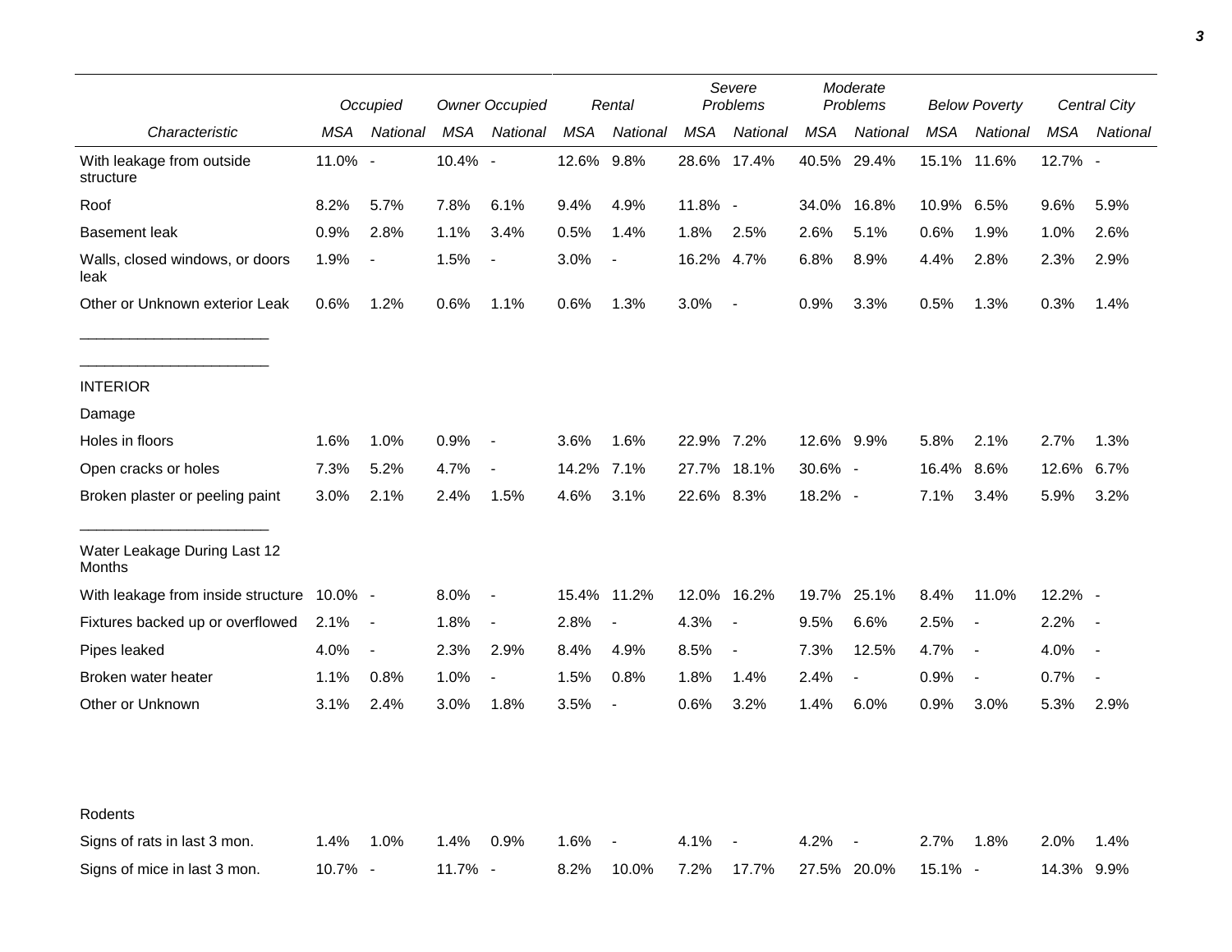| | Occupied | | Owner Occupied | | Rental | | Severe Problems | | Moderate Problems | | Below Poverty | | Central City | |
|---|---|---|---|---|---|---|---|---|---|---|---|---|---|---|
| Characteristic | MSA | National | MSA | National | MSA | National | MSA | National | MSA | National | MSA | National | MSA | National |
| With leakage from outside structure | 11.0% | - | 10.4% | - | 12.6% | 9.8% | 28.6% | 17.4% | 40.5% | 29.4% | 15.1% | 11.6% | 12.7% | - |
| Roof | 8.2% | 5.7% | 7.8% | 6.1% | 9.4% | 4.9% | 11.8% | - | 34.0% | 16.8% | 10.9% | 6.5% | 9.6% | 5.9% |
| Basement leak | 0.9% | 2.8% | 1.1% | 3.4% | 0.5% | 1.4% | 1.8% | 2.5% | 2.6% | 5.1% | 0.6% | 1.9% | 1.0% | 2.6% |
| Walls, closed windows, or doors leak | 1.9% | - | 1.5% | - | 3.0% | - | 16.2% | 4.7% | 6.8% | 8.9% | 4.4% | 2.8% | 2.3% | 2.9% |
| Other or Unknown exterior Leak | 0.6% | 1.2% | 0.6% | 1.1% | 0.6% | 1.3% | 3.0% | - | 0.9% | 3.3% | 0.5% | 1.3% | 0.3% | 1.4% |
| INTERIOR | | | | | | | | | | | | | | |
| Damage | | | | | | | | | | | | | | |
| Holes in floors | 1.6% | 1.0% | 0.9% | - | 3.6% | 1.6% | 22.9% | 7.2% | 12.6% | 9.9% | 5.8% | 2.1% | 2.7% | 1.3% |
| Open cracks or holes | 7.3% | 5.2% | 4.7% | - | 14.2% | 7.1% | 27.7% | 18.1% | 30.6% | - | 16.4% | 8.6% | 12.6% | 6.7% |
| Broken plaster or peeling paint | 3.0% | 2.1% | 2.4% | 1.5% | 4.6% | 3.1% | 22.6% | 8.3% | 18.2% | - | 7.1% | 3.4% | 5.9% | 3.2% |
| Water Leakage During Last 12 Months | | | | | | | | | | | | | | |
| With leakage from inside structure | 10.0% | - | 8.0% | - | 15.4% | 11.2% | 12.0% | 16.2% | 19.7% | 25.1% | 8.4% | 11.0% | 12.2% | - |
| Fixtures backed up or overflowed | 2.1% | - | 1.8% | - | 2.8% | - | 4.3% | - | 9.5% | 6.6% | 2.5% | - | 2.2% | - |
| Pipes leaked | 4.0% | - | 2.3% | 2.9% | 8.4% | 4.9% | 8.5% | - | 7.3% | 12.5% | 4.7% | - | 4.0% | - |
| Broken water heater | 1.1% | 0.8% | 1.0% | - | 1.5% | 0.8% | 1.8% | 1.4% | 2.4% | - | 0.9% | - | 0.7% | - |
| Other or Unknown | 3.1% | 2.4% | 3.0% | 1.8% | 3.5% | - | 0.6% | 3.2% | 1.4% | 6.0% | 0.9% | 3.0% | 5.3% | 2.9% |
| Rodents | | | | | | | | | | | | | | |
| Signs of rats in last 3 mon. | 1.4% | 1.0% | 1.4% | 0.9% | 1.6% | - | 4.1% | - | 4.2% | - | 2.7% | 1.8% | 2.0% | 1.4% |
| Signs of mice in last 3 mon. | 10.7% | - | 11.7% | - | 8.2% | 10.0% | 7.2% | 17.7% | 27.5% | 20.0% | 15.1% | - | 14.3% | 9.9% |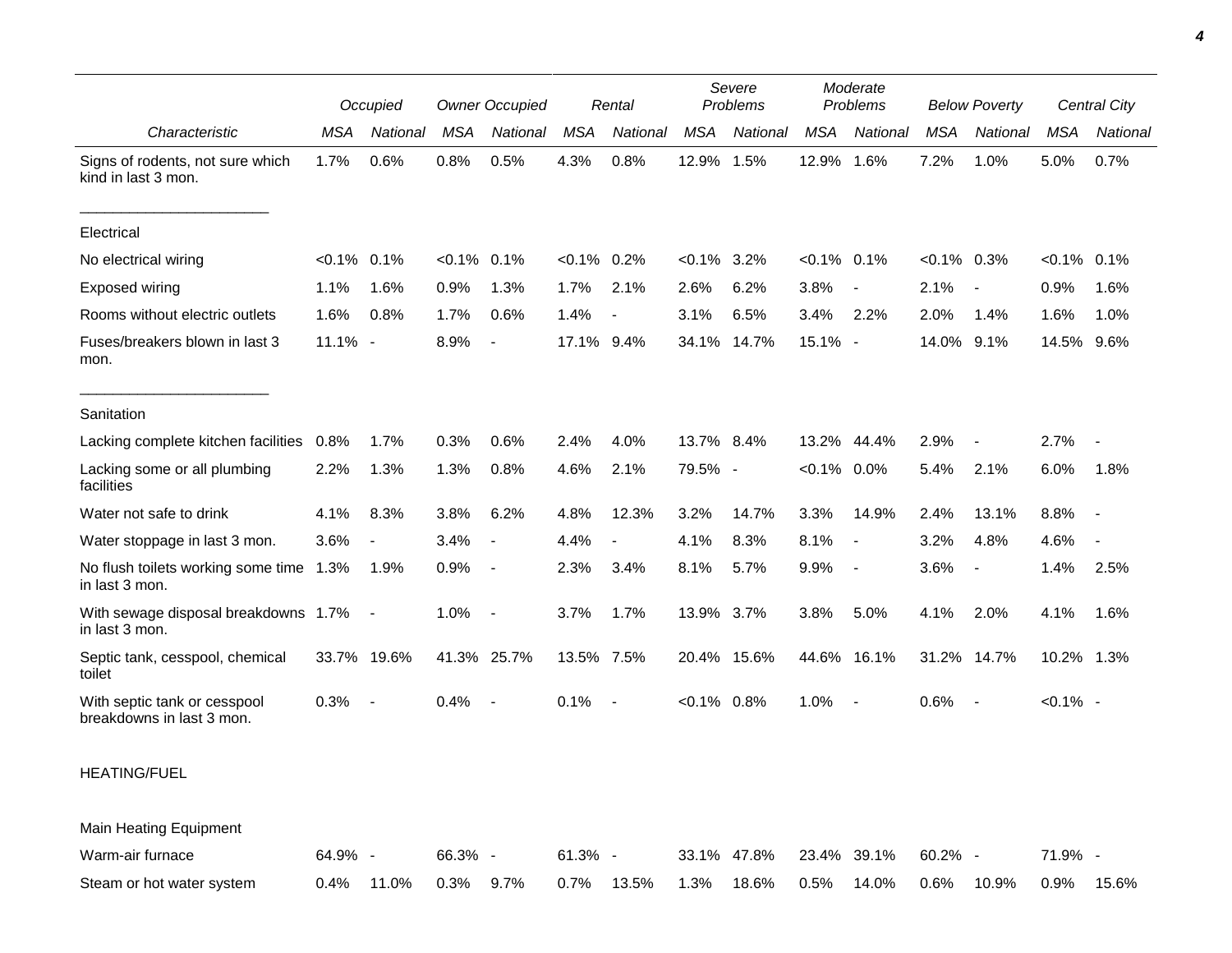| Characteristic | Occupied | | Owner Occupied | | Rental | | Severe Problems | | Moderate Problems | | Below Poverty | | Central City | |
|---|---|---|---|---|---|---|---|---|---|---|---|---|---|---|
| | MSA | National | MSA | National | MSA | National | MSA | National | MSA | National | MSA | National | MSA | National |
| Signs of rodents, not sure which kind in last 3 mon. | 1.7% | 0.6% | 0.8% | 0.5% | 4.3% | 0.8% | 12.9% | 1.5% | 12.9% | 1.6% | 7.2% | 1.0% | 5.0% | 0.7% |
| Electrical | | | | | | | | | | | | | | |
| No electrical wiring | <0.1% | 0.1% | <0.1% | 0.1% | <0.1% | 0.2% | <0.1% | 3.2% | <0.1% | 0.1% | <0.1% | 0.3% | <0.1% | 0.1% |
| Exposed wiring | 1.1% | 1.6% | 0.9% | 1.3% | 1.7% | 2.1% | 2.6% | 6.2% | 3.8% | - | 2.1% | - | 0.9% | 1.6% |
| Rooms without electric outlets | 1.6% | 0.8% | 1.7% | 0.6% | 1.4% | - | 3.1% | 6.5% | 3.4% | 2.2% | 2.0% | 1.4% | 1.6% | 1.0% |
| Fuses/breakers blown in last 3 mon. | 11.1% | - | 8.9% | - | 17.1% | 9.4% | 34.1% | 14.7% | 15.1% | - | 14.0% | 9.1% | 14.5% | 9.6% |
| Sanitation | | | | | | | | | | | | | | |
| Lacking complete kitchen facilities | 0.8% | 1.7% | 0.3% | 0.6% | 2.4% | 4.0% | 13.7% | 8.4% | 13.2% | 44.4% | 2.9% | - | 2.7% | - |
| Lacking some or all plumbing facilities | 2.2% | 1.3% | 1.3% | 0.8% | 4.6% | 2.1% | 79.5% | - | <0.1% | 0.0% | 5.4% | 2.1% | 6.0% | 1.8% |
| Water not safe to drink | 4.1% | 8.3% | 3.8% | 6.2% | 4.8% | 12.3% | 3.2% | 14.7% | 3.3% | 14.9% | 2.4% | 13.1% | 8.8% | - |
| Water stoppage in last 3 mon. | 3.6% | - | 3.4% | - | 4.4% | - | 4.1% | 8.3% | 8.1% | - | 3.2% | 4.8% | 4.6% | - |
| No flush toilets working some time in last 3 mon. | 1.3% | 1.9% | 0.9% | - | 2.3% | 3.4% | 8.1% | 5.7% | 9.9% | - | 3.6% | - | 1.4% | 2.5% |
| With sewage disposal breakdowns in last 3 mon. | 1.7% | - | 1.0% | - | 3.7% | 1.7% | 13.9% | 3.7% | 3.8% | 5.0% | 4.1% | 2.0% | 4.1% | 1.6% |
| Septic tank, cesspool, chemical toilet | 33.7% | 19.6% | 41.3% | 25.7% | 13.5% | 7.5% | 20.4% | 15.6% | 44.6% | 16.1% | 31.2% | 14.7% | 10.2% | 1.3% |
| With septic tank or cesspool breakdowns in last 3 mon. | 0.3% | - | 0.4% | - | 0.1% | - | <0.1% | 0.8% | 1.0% | - | 0.6% | - | <0.1% | - |
| HEATING/FUEL | | | | | | | | | | | | | | |
| Main Heating Equipment | | | | | | | | | | | | | | |
| Warm-air furnace | 64.9% | - | 66.3% | - | 61.3% | - | 33.1% | 47.8% | 23.4% | 39.1% | 60.2% | - | 71.9% | - |
| Steam or hot water system | 0.4% | 11.0% | 0.3% | 9.7% | 0.7% | 13.5% | 1.3% | 18.6% | 0.5% | 14.0% | 0.6% | 10.9% | 0.9% | 15.6% |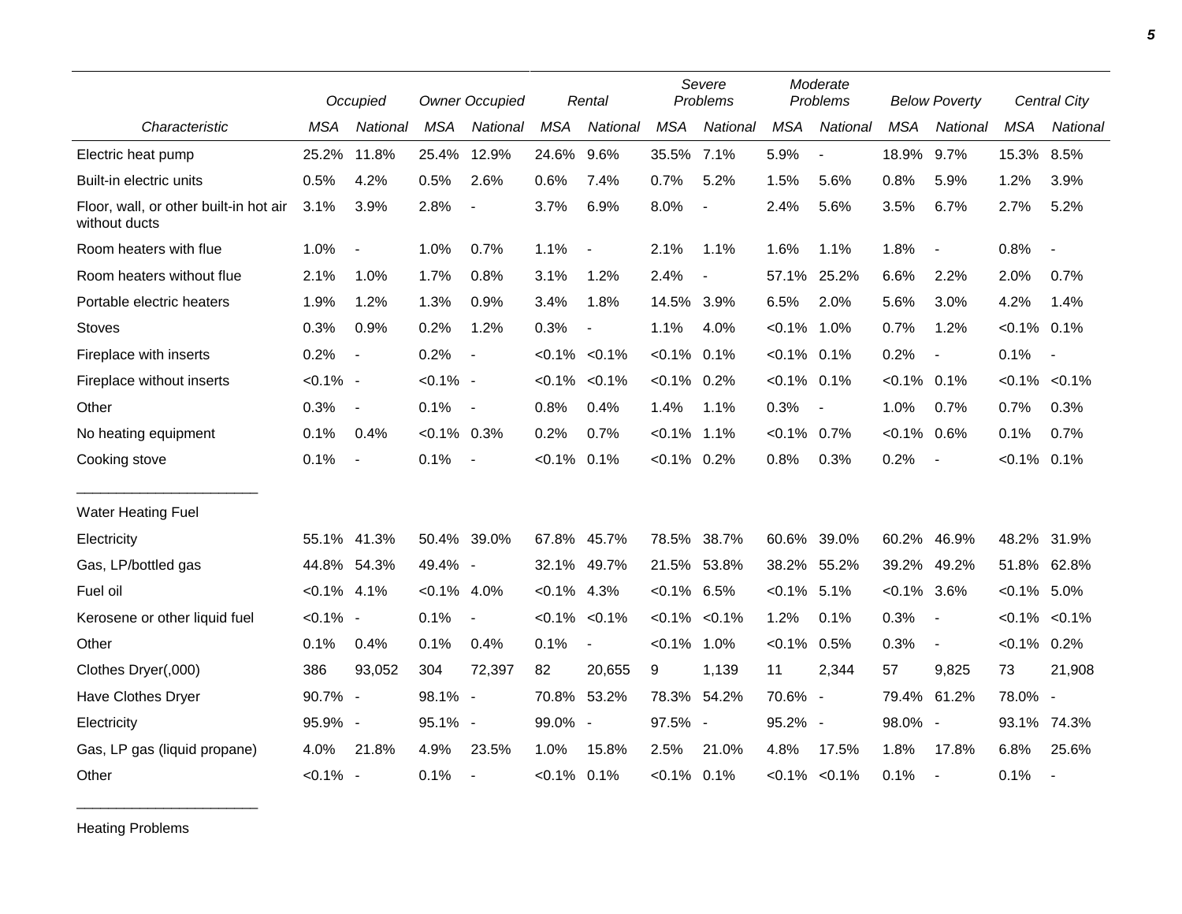| | Occupied | | Owner Occupied | | Rental | | Severe Problems | | Moderate Problems | | Below Poverty | | Central City | |
|---|---|---|---|---|---|---|---|---|---|---|---|---|---|---|
| *Characteristic* | *MSA* | *National* | *MSA* | *National* | *MSA* | *National* | *MSA* | *National* | *MSA* | *National* | *MSA* | *National* | *MSA* | *National* |
| Electric heat pump | 25.2% | 11.8% | 25.4% | 12.9% | 24.6% | 9.6% | 35.5% | 7.1% | 5.9% | - | 18.9% | 9.7% | 15.3% | 8.5% |
| Built-in electric units | 0.5% | 4.2% | 0.5% | 2.6% | 0.6% | 7.4% | 0.7% | 5.2% | 1.5% | 5.6% | 0.8% | 5.9% | 1.2% | 3.9% |
| Floor, wall, or other built-in hot air without ducts | 3.1% | 3.9% | 2.8% | - | 3.7% | 6.9% | 8.0% | - | 2.4% | 5.6% | 3.5% | 6.7% | 2.7% | 5.2% |
| Room heaters with flue | 1.0% | - | 1.0% | 0.7% | 1.1% | - | 2.1% | 1.1% | 1.6% | 1.1% | 1.8% | - | 0.8% | - |
| Room heaters without flue | 2.1% | 1.0% | 1.7% | 0.8% | 3.1% | 1.2% | 2.4% | - | 57.1% | 25.2% | 6.6% | 2.2% | 2.0% | 0.7% |
| Portable electric heaters | 1.9% | 1.2% | 1.3% | 0.9% | 3.4% | 1.8% | 14.5% | 3.9% | 6.5% | 2.0% | 5.6% | 3.0% | 4.2% | 1.4% |
| Stoves | 0.3% | 0.9% | 0.2% | 1.2% | 0.3% | - | 1.1% | 4.0% | <0.1% | 1.0% | 0.7% | 1.2% | <0.1% | 0.1% |
| Fireplace with inserts | 0.2% | - | 0.2% | - | <0.1% | <0.1% | <0.1% | 0.1% | <0.1% | 0.1% | 0.2% | - | 0.1% | - |
| Fireplace without inserts | <0.1% | - | <0.1% | - | <0.1% | <0.1% | <0.1% | 0.2% | <0.1% | 0.1% | <0.1% | 0.1% | <0.1% | <0.1% |
| Other | 0.3% | - | 0.1% | - | 0.8% | 0.4% | 1.4% | 1.1% | 0.3% | - | 1.0% | 0.7% | 0.7% | 0.3% |
| No heating equipment | 0.1% | 0.4% | <0.1% | 0.3% | 0.2% | 0.7% | <0.1% | 1.1% | <0.1% | 0.7% | <0.1% | 0.6% | 0.1% | 0.7% |
| Cooking stove | 0.1% | - | 0.1% | - | <0.1% | 0.1% | <0.1% | 0.2% | 0.8% | 0.3% | 0.2% | - | <0.1% | 0.1% |
| Water Heating Fuel | | | | | | | | | | | | | | |
| Electricity | 55.1% | 41.3% | 50.4% | 39.0% | 67.8% | 45.7% | 78.5% | 38.7% | 60.6% | 39.0% | 60.2% | 46.9% | 48.2% | 31.9% |
| Gas, LP/bottled gas | 44.8% | 54.3% | 49.4% | - | 32.1% | 49.7% | 21.5% | 53.8% | 38.2% | 55.2% | 39.2% | 49.2% | 51.8% | 62.8% |
| Fuel oil | <0.1% | 4.1% | <0.1% | 4.0% | <0.1% | 4.3% | <0.1% | 6.5% | <0.1% | 5.1% | <0.1% | 3.6% | <0.1% | 5.0% |
| Kerosene or other liquid fuel | <0.1% | - | 0.1% | - | <0.1% | <0.1% | <0.1% | <0.1% | 1.2% | 0.1% | 0.3% | - | <0.1% | <0.1% |
| Other | 0.1% | 0.4% | 0.1% | 0.4% | 0.1% | - | <0.1% | 1.0% | <0.1% | 0.5% | 0.3% | - | <0.1% | 0.2% |
| Clothes Dryer(,000) | 386 | 93,052 | 304 | 72,397 | 82 | 20,655 | 9 | 1,139 | 11 | 2,344 | 57 | 9,825 | 73 | 21,908 |
| Have Clothes Dryer | 90.7% | - | 98.1% | - | 70.8% | 53.2% | 78.3% | 54.2% | 70.6% | - | 79.4% | 61.2% | 78.0% | - |
| Electricity | 95.9% | - | 95.1% | - | 99.0% | - | 97.5% | - | 95.2% | - | 98.0% | - | 93.1% | 74.3% |
| Gas, LP gas (liquid propane) | 4.0% | 21.8% | 4.9% | 23.5% | 1.0% | 15.8% | 2.5% | 21.0% | 4.8% | 17.5% | 1.8% | 17.8% | 6.8% | 25.6% |
| Other | <0.1% | - | 0.1% | - | <0.1% | 0.1% | <0.1% | 0.1% | <0.1% | <0.1% | 0.1% | - | 0.1% | - |

Heating Problems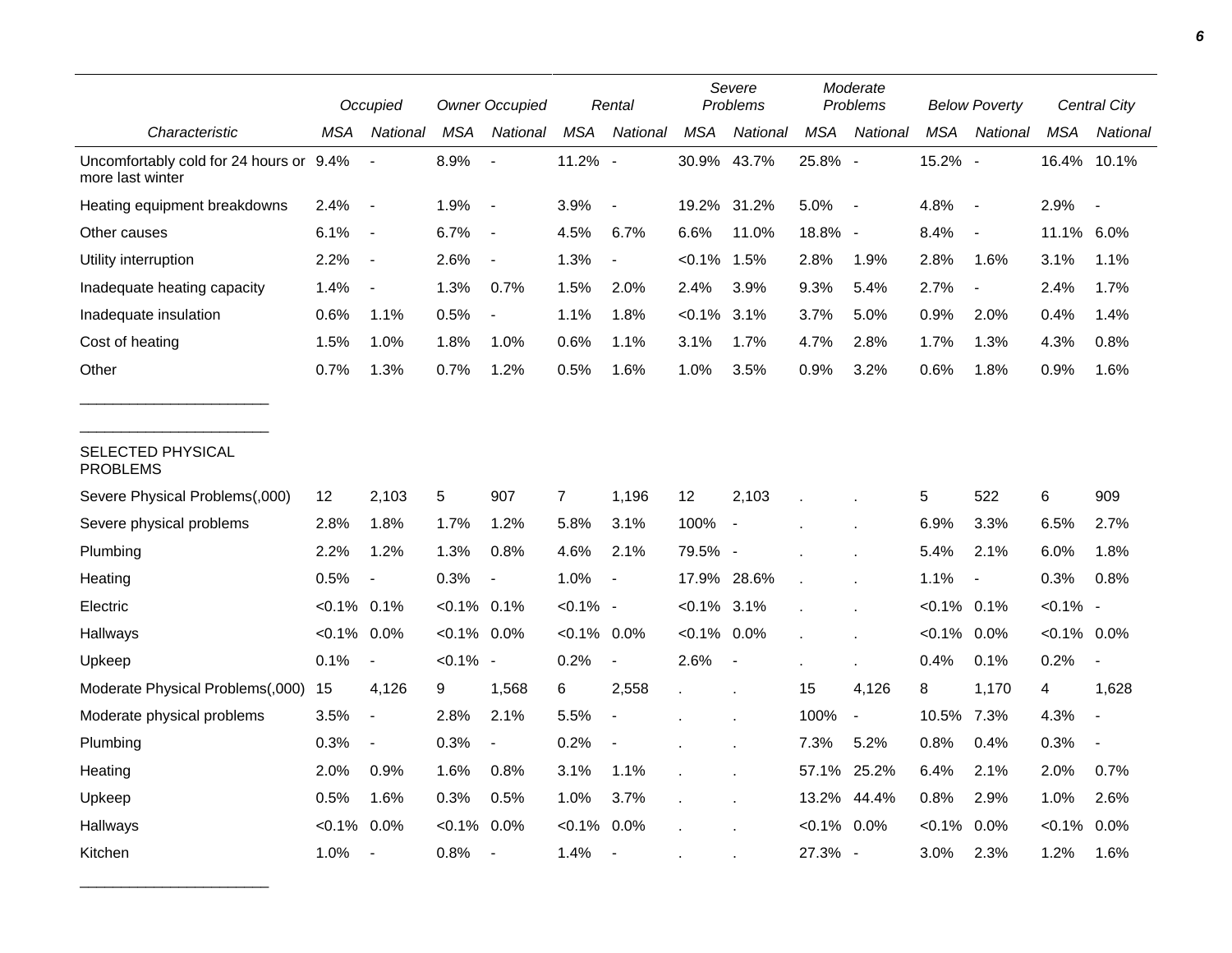| Characteristic | Occupied | | Owner Occupied | | Rental | | Severe Problems | | Moderate Problems | | Below Poverty | | Central City | |
|---|---|---|---|---|---|---|---|---|---|---|---|---|---|---|
| | MSA | National | MSA | National | MSA | National | MSA | National | MSA | National | MSA | National | MSA | National |
| Uncomfortably cold for 24 hours or more last winter | 9.4% | - | 8.9% | - | 11.2% | - | 30.9% | 43.7% | 25.8% | - | 15.2% | - | 16.4% | 10.1% |
| Heating equipment breakdowns | 2.4% | - | 1.9% | - | 3.9% | - | 19.2% | 31.2% | 5.0% | - | 4.8% | - | 2.9% | - |
| Other causes | 6.1% | - | 6.7% | - | 4.5% | 6.7% | 6.6% | 11.0% | 18.8% | - | 8.4% | - | 11.1% | 6.0% |
| Utility interruption | 2.2% | - | 2.6% | - | 1.3% | - | <0.1% | 1.5% | 2.8% | 1.9% | 2.8% | 1.6% | 3.1% | 1.1% |
| Inadequate heating capacity | 1.4% | - | 1.3% | 0.7% | 1.5% | 2.0% | 2.4% | 3.9% | 9.3% | 5.4% | 2.7% | - | 2.4% | 1.7% |
| Inadequate insulation | 0.6% | 1.1% | 0.5% | - | 1.1% | 1.8% | <0.1% | 3.1% | 3.7% | 5.0% | 0.9% | 2.0% | 0.4% | 1.4% |
| Cost of heating | 1.5% | 1.0% | 1.8% | 1.0% | 0.6% | 1.1% | 3.1% | 1.7% | 4.7% | 2.8% | 1.7% | 1.3% | 4.3% | 0.8% |
| Other | 0.7% | 1.3% | 0.7% | 1.2% | 0.5% | 1.6% | 1.0% | 3.5% | 0.9% | 3.2% | 0.6% | 1.8% | 0.9% | 1.6% |
| SELECTED PHYSICAL PROBLEMS | | | | | | | | | | | | | | |
| Severe Physical Problems(,000) | 12 | 2,103 | 5 | 907 | 7 | 1,196 | 12 | 2,103 | . | . | 5 | 522 | 6 | 909 |
| Severe physical problems | 2.8% | 1.8% | 1.7% | 1.2% | 5.8% | 3.1% | 100% | - | . | . | 6.9% | 3.3% | 6.5% | 2.7% |
| Plumbing | 2.2% | 1.2% | 1.3% | 0.8% | 4.6% | 2.1% | 79.5% | - | . | . | 5.4% | 2.1% | 6.0% | 1.8% |
| Heating | 0.5% | - | 0.3% | - | 1.0% | - | 17.9% | 28.6% | . | . | 1.1% | - | 0.3% | 0.8% |
| Electric | <0.1% | 0.1% | <0.1% | 0.1% | <0.1% | - | <0.1% | 3.1% | . | . | <0.1% | 0.1% | <0.1% | - |
| Hallways | <0.1% | 0.0% | <0.1% | 0.0% | <0.1% | 0.0% | <0.1% | 0.0% | . | . | <0.1% | 0.0% | <0.1% | 0.0% |
| Upkeep | 0.1% | - | <0.1% | - | 0.2% | - | 2.6% | - | . | . | 0.4% | 0.1% | 0.2% | - |
| Moderate Physical Problems(,000) | 15 | 4,126 | 9 | 1,568 | 6 | 2,558 | . | . | 15 | 4,126 | 8 | 1,170 | 4 | 1,628 |
| Moderate physical problems | 3.5% | - | 2.8% | 2.1% | 5.5% | - | . | . | 100% | - | 10.5% | 7.3% | 4.3% | - |
| Plumbing | 0.3% | - | 0.3% | - | 0.2% | - | . | . | 7.3% | 5.2% | 0.8% | 0.4% | 0.3% | - |
| Heating | 2.0% | 0.9% | 1.6% | 0.8% | 3.1% | 1.1% | . | . | 57.1% | 25.2% | 6.4% | 2.1% | 2.0% | 0.7% |
| Upkeep | 0.5% | 1.6% | 0.3% | 0.5% | 1.0% | 3.7% | . | . | 13.2% | 44.4% | 0.8% | 2.9% | 1.0% | 2.6% |
| Hallways | <0.1% | 0.0% | <0.1% | 0.0% | <0.1% | 0.0% | . | . | <0.1% | 0.0% | <0.1% | 0.0% | <0.1% | 0.0% |
| Kitchen | 1.0% | - | 0.8% | - | 1.4% | - | . | . | 27.3% | - | 3.0% | 2.3% | 1.2% | 1.6% |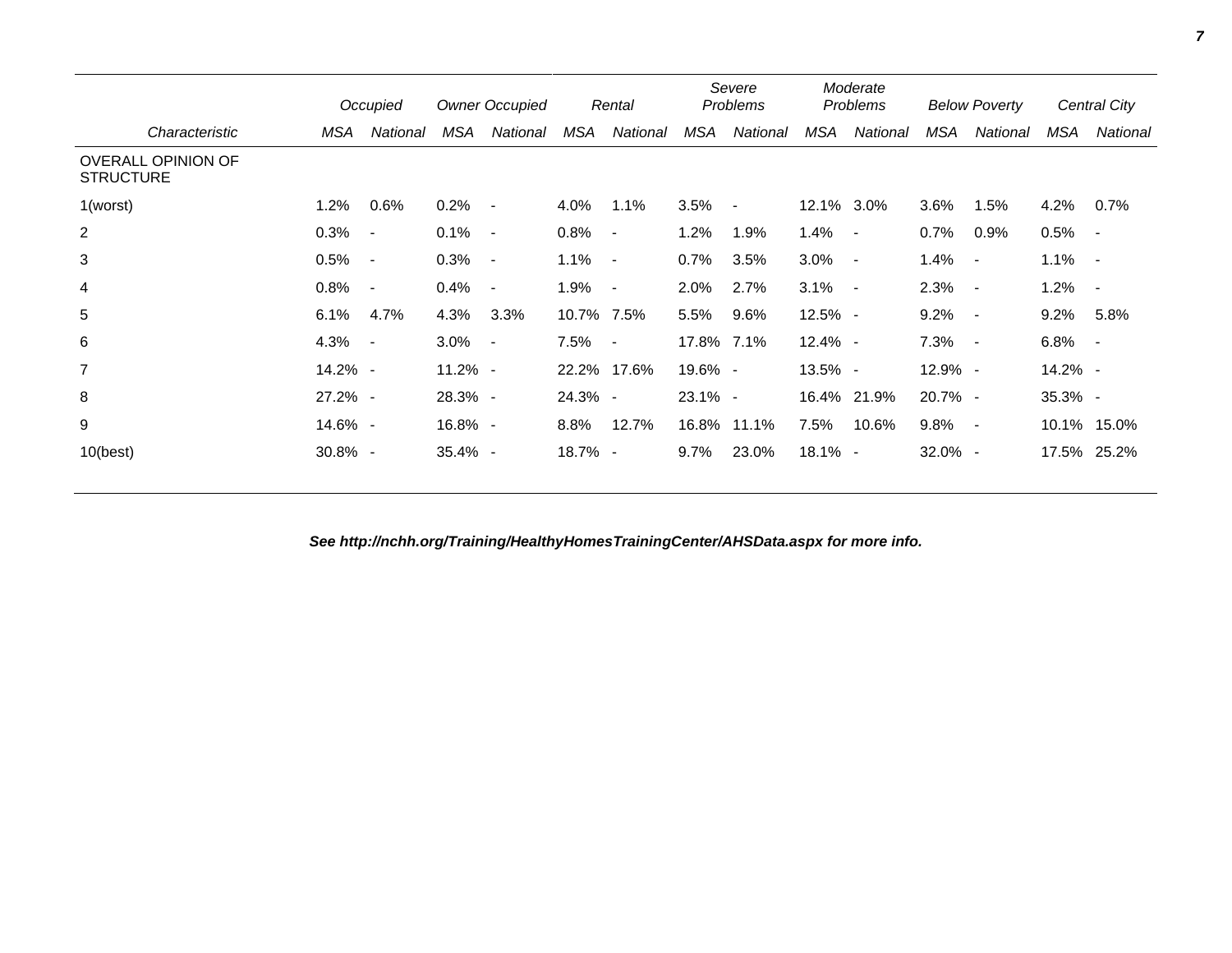| Characteristic | Occupied | | Owner Occupied | | Rental | | Severe Problems | | Moderate Problems | | Below Poverty | | Central City | |
|---|---|---|---|---|---|---|---|---|---|---|---|---|---|---|
| | MSA | National | MSA | National | MSA | National | MSA | National | MSA | National | MSA | National | MSA | National |
| OVERALL OPINION OF STRUCTURE | | | | | | | | | | | | | | |
| 1(worst) | 1.2% | 0.6% | 0.2% | - | 4.0% | 1.1% | 3.5% | - | 12.1% | 3.0% | 3.6% | 1.5% | 4.2% | 0.7% |
| 2 | 0.3% | - | 0.1% | - | 0.8% | - | 1.2% | 1.9% | 1.4% | - | 0.7% | 0.9% | 0.5% | - |
| 3 | 0.5% | - | 0.3% | - | 1.1% | - | 0.7% | 3.5% | 3.0% | - | 1.4% | - | 1.1% | - |
| 4 | 0.8% | - | 0.4% | - | 1.9% | - | 2.0% | 2.7% | 3.1% | - | 2.3% | - | 1.2% | - |
| 5 | 6.1% | 4.7% | 4.3% | 3.3% | 10.7% | 7.5% | 5.5% | 9.6% | 12.5% | - | 9.2% | - | 9.2% | 5.8% |
| 6 | 4.3% | - | 3.0% | - | 7.5% | - | 17.8% | 7.1% | 12.4% | - | 7.3% | - | 6.8% | - |
| 7 | 14.2% | - | 11.2% | - | 22.2% | 17.6% | 19.6% | - | 13.5% | - | 12.9% | - | 14.2% | - |
| 8 | 27.2% | - | 28.3% | - | 24.3% | - | 23.1% | - | 16.4% | 21.9% | 20.7% | - | 35.3% | - |
| 9 | 14.6% | - | 16.8% | - | 8.8% | 12.7% | 16.8% | 11.1% | 7.5% | 10.6% | 9.8% | - | 10.1% | 15.0% |
| 10(best) | 30.8% | - | 35.4% | - | 18.7% | - | 9.7% | 23.0% | 18.1% | - | 32.0% | - | 17.5% | 25.2% |

***See http://nchh.org/Training/HealthyHomesTrainingCenter/AHSData.aspx for more info.***